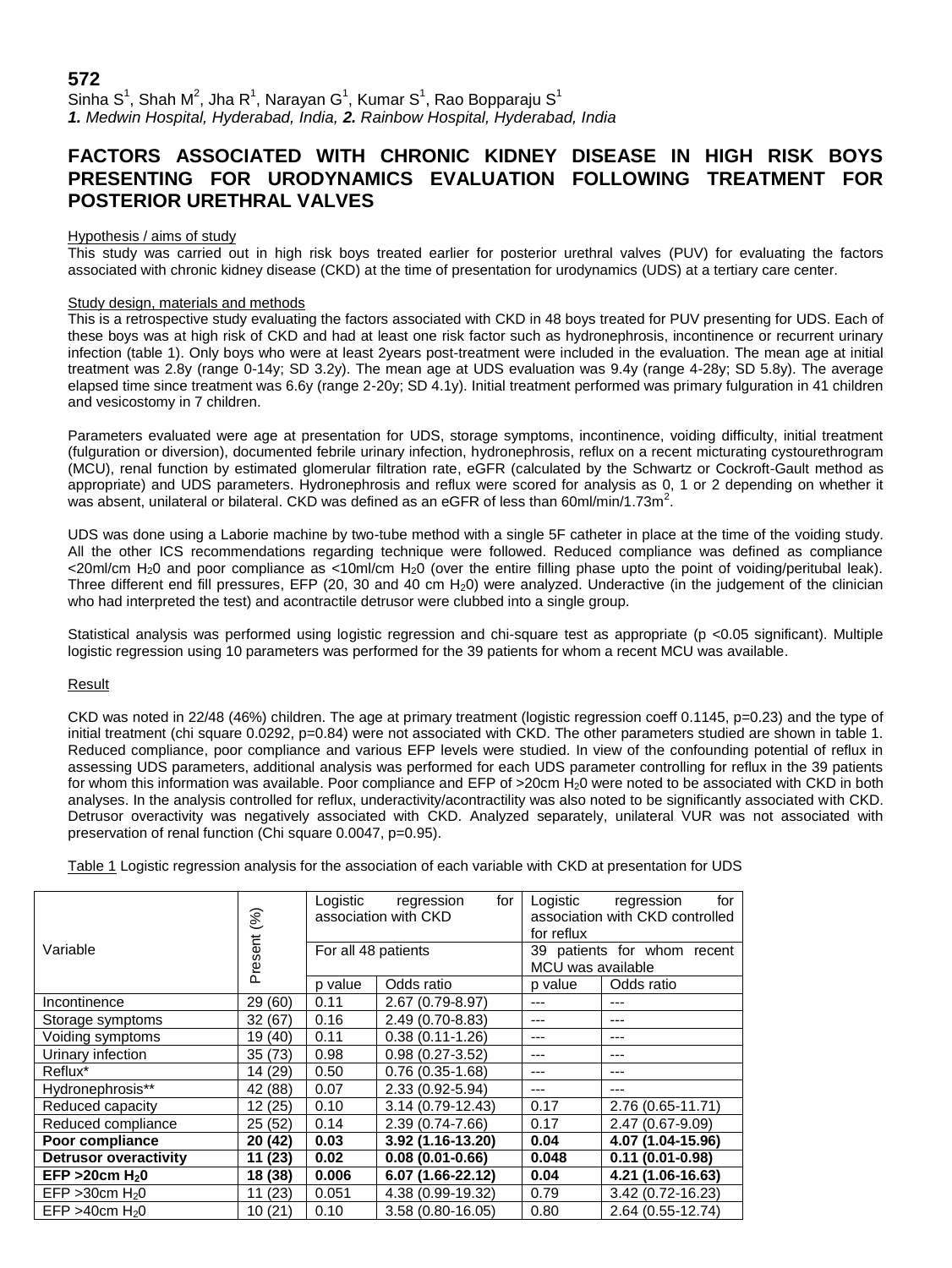**572**

Sinha S[1], Shah M[2], Jha R[1], Narayan G[1], Kumar S[1], Rao Bopparaju S[1]

***1.** Medwin Hospital, Hyderabad, India, **2.** Rainbow Hospital, Hyderabad, India*

# FACTORS ASSOCIATED WITH CHRONIC KIDNEY DISEASE IN HIGH RISK BOYS PRESENTING FOR URODYNAMICS EVALUATION FOLLOWING TREATMENT FOR POSTERIOR URETHRAL VALVES

## Hypothesis / aims of study

This study was carried out in high risk boys treated earlier for posterior urethral valves (PUV) for evaluating the factors associated with chronic kidney disease (CKD) at the time of presentation for urodynamics (UDS) at a tertiary care center.

## Study design, materials and methods

This is a retrospective study evaluating the factors associated with CKD in 48 boys treated for PUV presenting for UDS. Each of these boys was at high risk of CKD and had at least one risk factor such as hydronephrosis, incontinence or recurrent urinary infection (table 1). Only boys who were at least 2years post-treatment were included in the evaluation. The mean age at initial treatment was 2.8y (range 0-14y; SD 3.2y). The mean age at UDS evaluation was 9.4y (range 4-28y; SD 5.8y). The average elapsed time since treatment was 6.6y (range 2-20y; SD 4.1y). Initial treatment performed was primary fulguration in 41 children and vesicostomy in 7 children.

Parameters evaluated were age at presentation for UDS, storage symptoms, incontinence, voiding difficulty, initial treatment (fulguration or diversion), documented febrile urinary infection, hydronephrosis, reflux on a recent micturating cystourethrogram (MCU), renal function by estimated glomerular filtration rate, eGFR (calculated by the Schwartz or Cockroft-Gault method as appropriate) and UDS parameters. Hydronephrosis and reflux were scored for analysis as 0, 1 or 2 depending on whether it was absent, unilateral or bilateral. CKD was defined as an eGFR of less than 60ml/min/1.73m$^2$.

UDS was done using a Laborie machine by two-tube method with a single 5F catheter in place at the time of the voiding study. All the other ICS recommendations regarding technique were followed. Reduced compliance was defined as compliance <20ml/cm $H_2O$ and poor compliance as <10ml/cm $H_2O$ (over the entire filling phase upto the point of voiding/peritubal leak). Three different end fill pressures, EFP (20, 30 and 40 cm $H_2O$) were analyzed. Underactive (in the judgement of the clinician who had interpreted the test) and acontractile detrusor were clubbed into a single group.

Statistical analysis was performed using logistic regression and chi-square test as appropriate ($p < 0.05$ significant). Multiple logistic regression using 10 parameters was performed for the 39 patients for whom a recent MCU was available.

## Result

CKD was noted in 22/48 (46%) children. The age at primary treatment (logistic regression coeff 0.1145, p=0.23) and the type of initial treatment (chi square 0.0292, p=0.84) were not associated with CKD. The other parameters studied are shown in table 1. Reduced compliance, poor compliance and various EFP levels were studied. In view of the confounding potential of reflux in assessing UDS parameters, additional analysis was performed for each UDS parameter controlling for reflux in the 39 patients for whom this information was available. Poor compliance and EFP of >20cm $H_2O$ were noted to be associated with CKD in both analyses. In the analysis controlled for reflux, underactivity/acontractility was also noted to be significantly associated with CKD. Detrusor overactivity was negatively associated with CKD. Analyzed separately, unilateral VUR was not associated with preservation of renal function (Chi square 0.0047, p=0.95).

Table 1 Logistic regression analysis for the association of each variable with CKD at presentation for UDS

| Variable | Present (%) | Logistic regression for association with CKD | | Logistic regression for association with CKD controlled for reflux | |
|---|---|---|---|---|---|
| | | For all 48 patients | | 39 patients for whom recent MCU was available | |
| | | p value | Odds ratio | p value | Odds ratio |
| Incontinence | 29 (60) | 0.11 | 2.67 (0.79-8.97) | --- | --- |
| Storage symptoms | 32 (67) | 0.16 | 2.49 (0.70-8.83) | --- | --- |
| Voiding symptoms | 19 (40) | 0.11 | 0.38 (0.11-1.26) | --- | --- |
| Urinary infection | 35 (73) | 0.98 | 0.98 (0.27-3.52) | --- | --- |
| Reflux* | 14 (29) | 0.50 | 0.76 (0.35-1.68) | --- | --- |
| Hydronephrosis** | 42 (88) | 0.07 | 2.33 (0.92-5.94) | --- | --- |
| Reduced capacity | 12 (25) | 0.10 | 3.14 (0.79-12.43) | 0.17 | 2.76 (0.65-11.71) |
| Reduced compliance | 25 (52) | 0.14 | 2.39 (0.74-7.66) | 0.17 | 2.47 (0.67-9.09) |
| **Poor compliance** | **20 (42)** | **0.03** | **3.92 (1.16-13.20)** | **0.04** | **4.07 (1.04-15.96)** |
| **Detrusor overactivity** | **11 (23)** | **0.02** | **0.08 (0.01-0.66)** | **0.048** | **0.11 (0.01-0.98)** |
| **EFP >20cm $H_2O$** | **18 (38)** | **0.006** | **6.07 (1.66-22.12)** | **0.04** | **4.21 (1.06-16.63)** |
| EFP >30cm $H_2O$ | 11 (23) | 0.051 | 4.38 (0.99-19.32) | 0.79 | 3.42 (0.72-16.23) |
| EFP >40cm $H_2O$ | 10 (21) | 0.10 | 3.58 (0.80-16.05) | 0.80 | 2.64 (0.55-12.74) |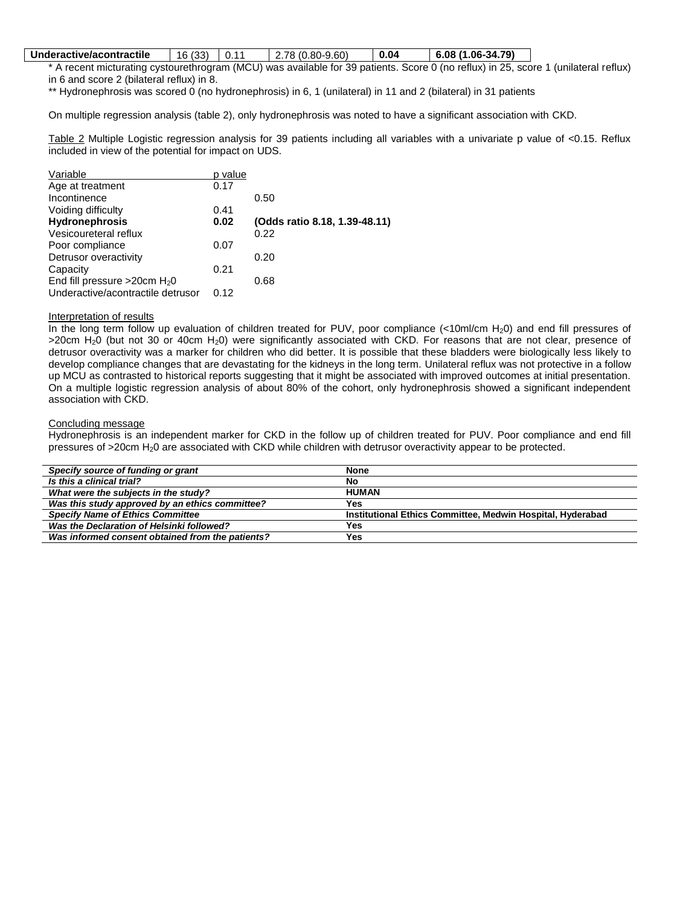| | | | | | |
|---|---|---|---|---|---|
| **Underactive/acontractile** | 16 (33) | 0.11 | 2.78 (0.80-9.60) | **0.04** | **6.08 (1.06-34.79)** |

* A recent micturating cystourethrogram (MCU) was available for 39 patients. Score 0 (no reflux) in 25, score 1 (unilateral reflux) in 6 and score 2 (bilateral reflux) in 8.

** Hydronephrosis was scored 0 (no hydronephrosis) in 6, 1 (unilateral) in 11 and 2 (bilateral) in 31 patients

On multiple regression analysis (table 2), only hydronephrosis was noted to have a significant association with CKD.

Table 2 Multiple Logistic regression analysis for 39 patients including all variables with a univariate p value of <0.15. Reflux included in view of the potential for impact on UDS.

| Variable | p value | |
|---|---|---|
| Age at treatment | 0.17 | |
| Incontinence | | 0.50 |
| Voiding difficulty | 0.41 | |
| **Hydronephrosis** | **0.02** | **(Odds ratio 8.18, 1.39-48.11)** |
| Vesicoureteral reflux | | 0.22 |
| Poor compliance | 0.07 | |
| Detrusor overactivity | | 0.20 |
| Capacity | 0.21 | |
| End fill pressure >20cm $H_20$ | | 0.68 |
| Underactive/acontractile detrusor | 0.12 | |

Interpretation of results

In the long term follow up evaluation of children treated for PUV, poor compliance (<10ml/cm $H_20$) and end fill pressures of >20cm $H_20$ (but not 30 or 40cm $H_20$) were significantly associated with CKD. For reasons that are not clear, presence of detrusor overactivity was a marker for children who did better. It is possible that these bladders were biologically less likely to develop compliance changes that are devastating for the kidneys in the long term. Unilateral reflux was not protective in a follow up MCU as contrasted to historical reports suggesting that it might be associated with improved outcomes at initial presentation. On a multiple logistic regression analysis of about 80% of the cohort, only hydronephrosis showed a significant independent association with CKD.

Concluding message

Hydronephrosis is an independent marker for CKD in the follow up of children treated for PUV. Poor compliance and end fill pressures of >20cm $H_20$ are associated with CKD while children with detrusor overactivity appear to be protected.

| | |
|---|---|
| ***Specify source of funding or grant*** | **None** |
| ***Is this a clinical trial?*** | **No** |
| ***What were the subjects in the study?*** | **HUMAN** |
| ***Was this study approved by an ethics committee?*** | **Yes** |
| ***Specify Name of Ethics Committee*** | **Institutional Ethics Committee, Medwin Hospital, Hyderabad** |
| ***Was the Declaration of Helsinki followed?*** | **Yes** |
| ***Was informed consent obtained from the patients?*** | **Yes** |